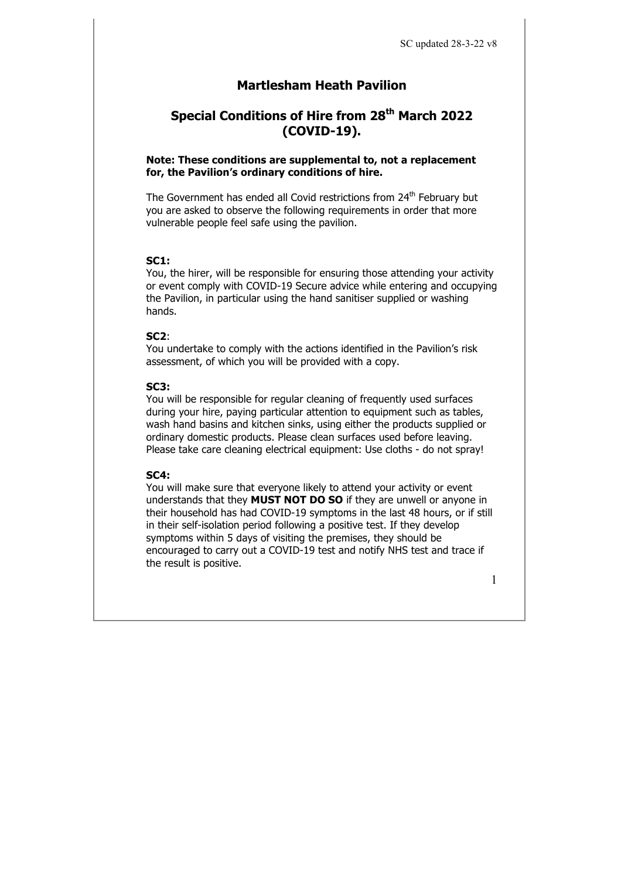SC updated 28-3-22 v8

# Martlesham Heath Pavilion

## Special Conditions of Hire from 28th March 2022 (COVID-19).

**Note: These conditions are supplemental to, not a replacement for, the Pavilion's ordinary conditions of hire.**

The Government has ended all Covid restrictions from 24th February but you are asked to observe the following requirements in order that more vulnerable people feel safe using the pavilion.

**SC1:**
You, the hirer, will be responsible for ensuring those attending your activity or event comply with COVID-19 Secure advice while entering and occupying the Pavilion, in particular using the hand sanitiser supplied or washing hands.

**SC2**:
You undertake to comply with the actions identified in the Pavilion's risk assessment, of which you will be provided with a copy.

**SC3:**
You will be responsible for regular cleaning of frequently used surfaces during your hire, paying particular attention to equipment such as tables, wash hand basins and kitchen sinks, using either the products supplied or ordinary domestic products. Please clean surfaces used before leaving. Please take care cleaning electrical equipment: Use cloths - do not spray!

**SC4:**
You will make sure that everyone likely to attend your activity or event understands that they **MUST NOT DO SO** if they are unwell or anyone in their household has had COVID-19 symptoms in the last 48 hours, or if still in their self-isolation period following a positive test. If they develop symptoms within 5 days of visiting the premises, they should be encouraged to carry out a COVID-19 test and notify NHS test and trace if the result is positive.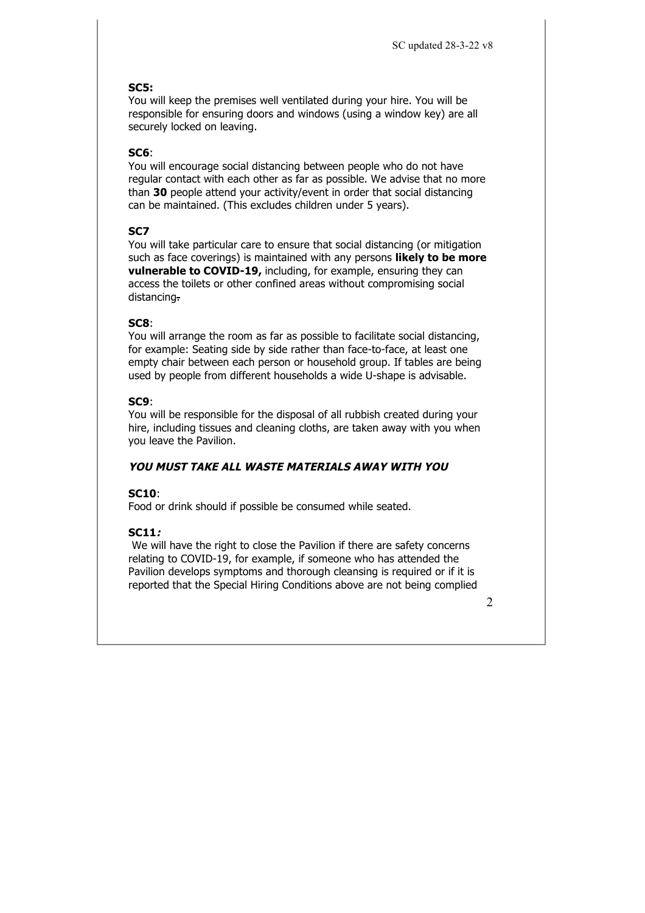**SC5:**
You will keep the premises well ventilated during your hire. You will be responsible for ensuring doors and windows (using a window key) are all securely locked on leaving.

**SC6**:
You will encourage social distancing between people who do not have regular contact with each other as far as possible. We advise that no more than **30** people attend your activity/event in order that social distancing can be maintained. (This excludes children under 5 years).

**SC7**
You will take particular care to ensure that social distancing (or mitigation such as face coverings) is maintained with any persons **likely to be more vulnerable to COVID-19,** including, for example, ensuring they can access the toilets or other confined areas without compromising social distancing.

**SC8**:
You will arrange the room as far as possible to facilitate social distancing, for example: Seating side by side rather than face-to-face, at least one empty chair between each person or household group. If tables are being used by people from different households a wide U-shape is advisable.

**SC9**:
You will be responsible for the disposal of all rubbish created during your hire, including tissues and cleaning cloths, are taken away with you when you leave the Pavilion.

***YOU MUST TAKE ALL WASTE MATERIALS AWAY WITH YOU***

**SC10**:
Food or drink should if possible be consumed while seated.

**SC11*:***
We will have the right to close the Pavilion if there are safety concerns relating to COVID-19, for example, if someone who has attended the Pavilion develops symptoms and thorough cleansing is required or if it is reported that the Special Hiring Conditions above are not being complied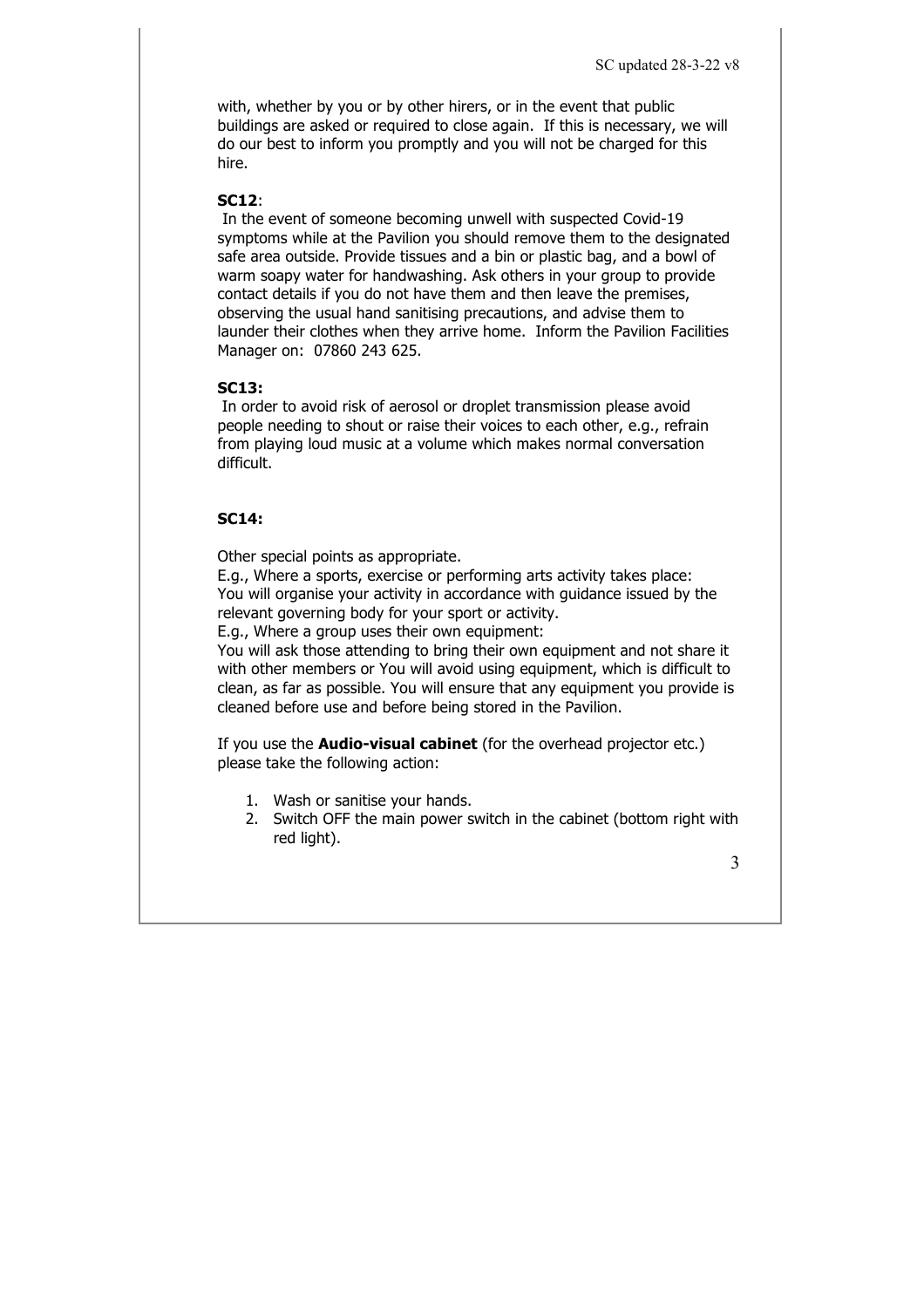with, whether by you or by other hirers, or in the event that public buildings are asked or required to close again. If this is necessary, we will do our best to inform you promptly and you will not be charged for this hire.

**SC12**:

In the event of someone becoming unwell with suspected Covid-19 symptoms while at the Pavilion you should remove them to the designated safe area outside. Provide tissues and a bin or plastic bag, and a bowl of warm soapy water for handwashing. Ask others in your group to provide contact details if you do not have them and then leave the premises, observing the usual hand sanitising precautions, and advise them to launder their clothes when they arrive home. Inform the Pavilion Facilities Manager on: 07860 243 625.

**SC13:**

In order to avoid risk of aerosol or droplet transmission please avoid people needing to shout or raise their voices to each other, e.g., refrain from playing loud music at a volume which makes normal conversation difficult.

**SC14:**

Other special points as appropriate.
E.g., Where a sports, exercise or performing arts activity takes place:
You will organise your activity in accordance with guidance issued by the relevant governing body for your sport or activity.
E.g., Where a group uses their own equipment:
You will ask those attending to bring their own equipment and not share it with other members or You will avoid using equipment, which is difficult to clean, as far as possible. You will ensure that any equipment you provide is cleaned before use and before being stored in the Pavilion.

If you use the **Audio-visual cabinet** (for the overhead projector etc.) please take the following action:

1. Wash or sanitise your hands.
2. Switch OFF the main power switch in the cabinet (bottom right with red light).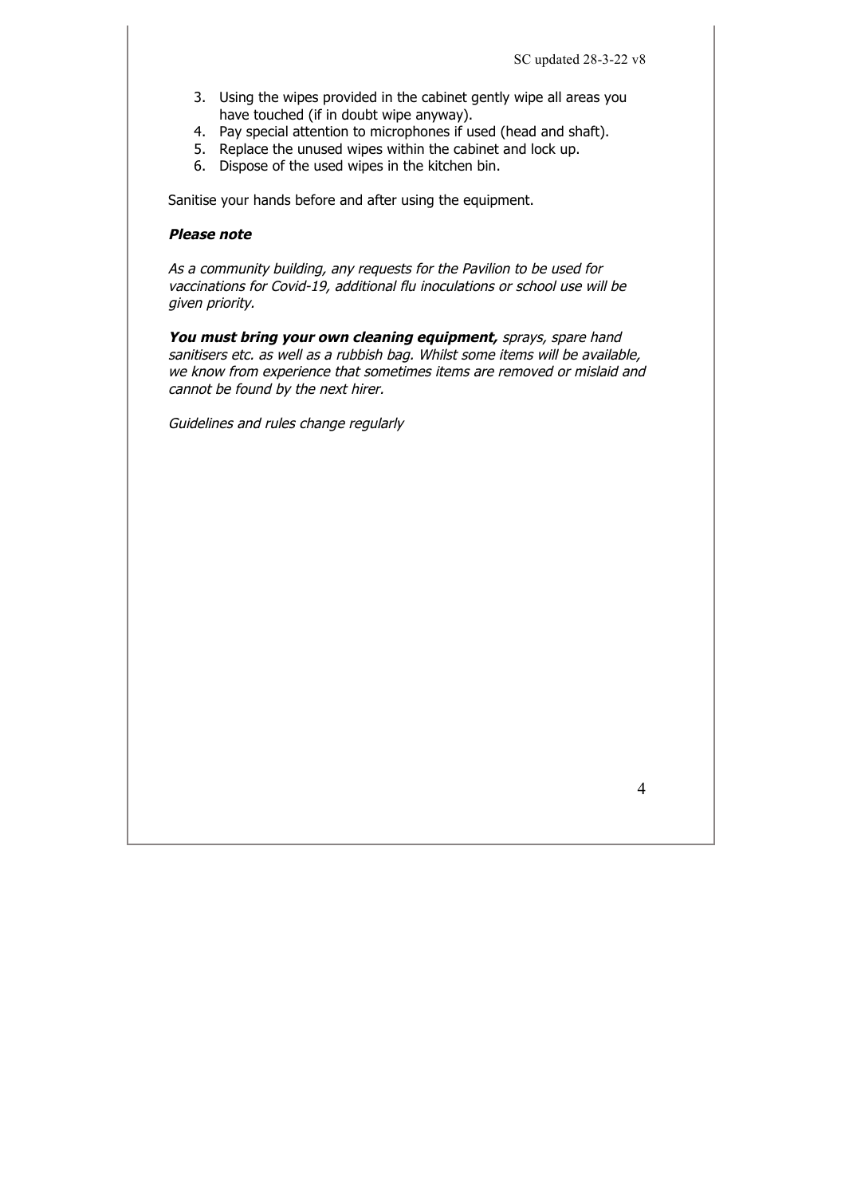3. Using the wipes provided in the cabinet gently wipe all areas you have touched (if in doubt wipe anyway).
4. Pay special attention to microphones if used (head and shaft).
5. Replace the unused wipes within the cabinet and lock up.
6. Dispose of the used wipes in the kitchen bin.

Sanitise your hands before and after using the equipment.

***Please note***

*As a community building, any requests for the Pavilion to be used for vaccinations for Covid-19, additional flu inoculations or school use will be given priority.*

***You must bring your own cleaning equipment,*** *sprays, spare hand sanitisers etc. as well as a rubbish bag. Whilst some items will be available, we know from experience that sometimes items are removed or mislaid and cannot be found by the next hirer.*

*Guidelines and rules change regularly*